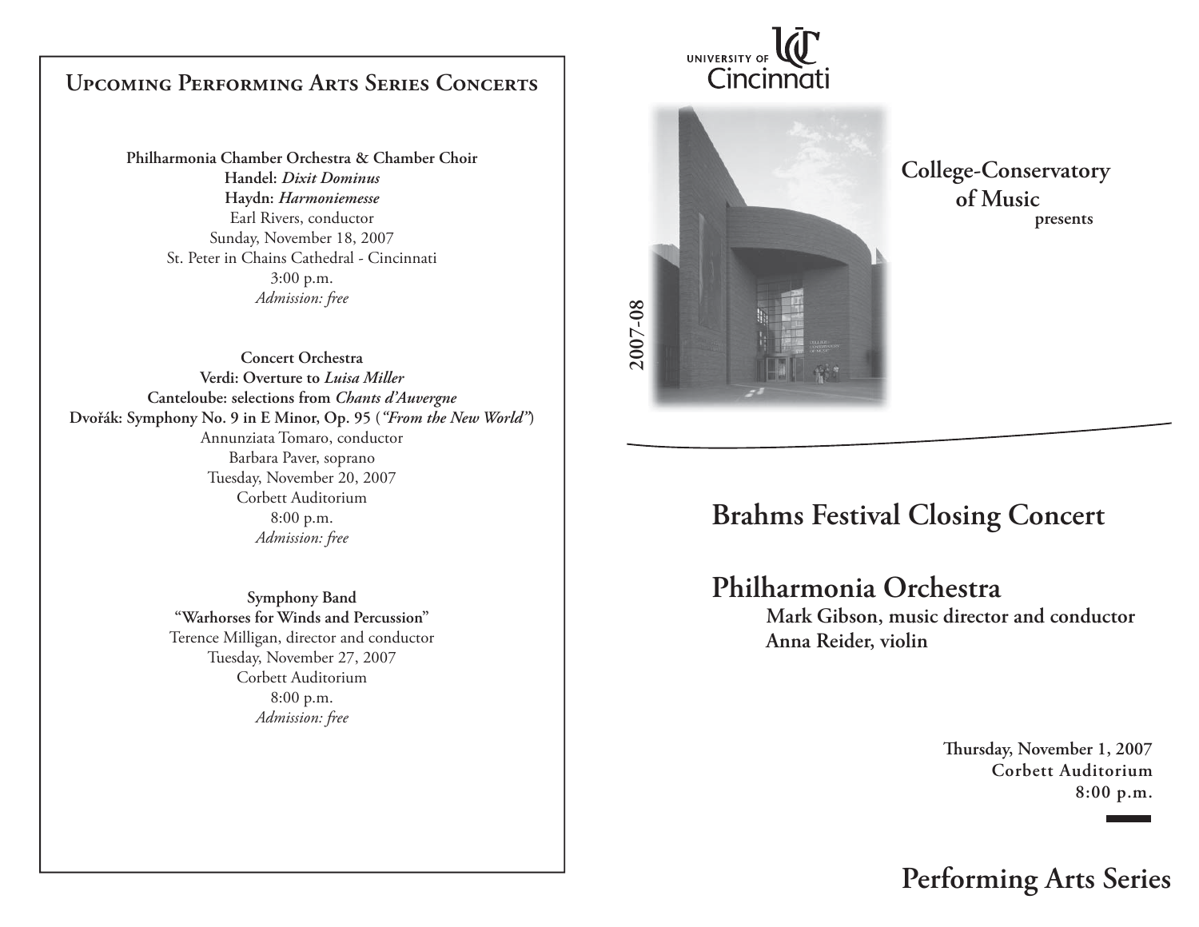## Upcoming Performing Arts Series Concerts

**Philharmonia Chamber Orchestra & Chamber Choir**
**Handel: *Dixit Dominus***
**Haydn: *Harmoniemesse***
Earl Rivers, conductor
Sunday, November 18, 2007
St. Peter in Chains Cathedral - Cincinnati
3:00 p.m.
*Admission: free*

**Concert Orchestra**
**Verdi: Overture to *Luisa Miller***
**Canteloube: selections from *Chants d'Auvergne***
**Dvořák: Symphony No. 9 in E Minor, Op. 95 (*"From the New World"*)**
Annunziata Tomaro, conductor
Barbara Paver, soprano
Tuesday, November 20, 2007
Corbett Auditorium
8:00 p.m.
*Admission: free*

**Symphony Band**
**"Warhorses for Winds and Percussion"**
Terence Milligan, director and conductor
Tuesday, November 27, 2007
Corbett Auditorium
8:00 p.m.
*Admission: free*

University of Cincinnati

2007-08

**College-Conservatory of Music**
**presents**

# Brahms Festival Closing Concert

# Philharmonia Orchestra

**Mark Gibson, music director and conductor**
**Anna Reider, violin**

**Thursday, November 1, 2007**
**Corbett Auditorium**
**8:00 p.m.**

## Performing Arts Series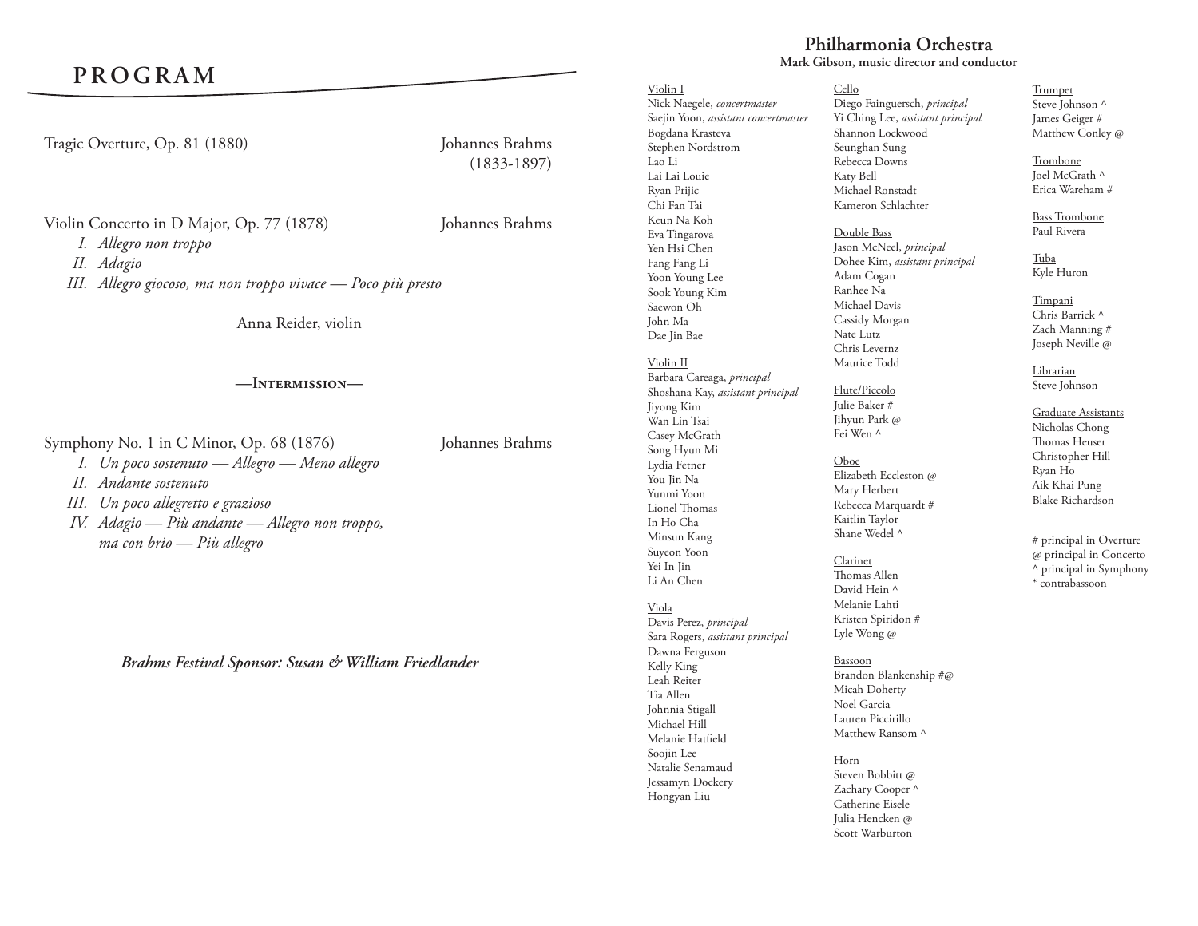# PROGRAM

Tragic Overture, Op. 81 (1880) — Johannes Brahms (1833-1897)

Violin Concerto in D Major, Op. 77 (1878) — Johannes Brahms

*I. Allegro non troppo*
*II. Adagio*
*III. Allegro giocoso, ma non troppo vivace — Poco più presto*

Anna Reider, violin

—Intermission—

Symphony No. 1 in C Minor, Op. 68 (1876) — Johannes Brahms

*I. Un poco sostenuto — Allegro — Meno allegro*
*II. Andante sostenuto*
*III. Un poco allegretto e grazioso*
*IV. Adagio — Più andante — Allegro non troppo, ma con brio — Più allegro*

***Brahms Festival Sponsor: Susan & William Friedlander***

## Philharmonia Orchestra

**Mark Gibson, music director and conductor**

Violin I
Nick Naegele, *concertmaster*
Saejin Yoon, *assistant concertmaster*
Bogdana Krasteva
Stephen Nordstrom
Lao Li
Lai Lai Louie
Ryan Prijic
Chi Fan Tai
Keun Na Koh
Eva Tingarova
Yen Hsi Chen
Fang Fang Li
Yoon Young Lee
Sook Young Kim
Saewon Oh
John Ma
Dae Jin Bae

Violin II
Barbara Careaga, *principal*
Shoshana Kay, *assistant principal*
Jiyong Kim
Wan Lin Tsai
Casey McGrath
Song Hyun Mi
Lydia Fetner
You Jin Na
Yunmi Yoon
Lionel Thomas
In Ho Cha
Minsun Kang
Suyeon Yoon
Yei In Jin
Li An Chen

Viola
Davis Perez, *principal*
Sara Rogers, *assistant principal*
Dawna Ferguson
Kelly King
Leah Reiter
Tia Allen
Johnnia Stigall
Michael Hill
Melanie Hatfield
Soojin Lee
Natalie Senamaud
Jessamyn Dockery
Hongyan Liu

Cello
Diego Fainguersch, *principal*
Yi Ching Lee, *assistant principal*
Shannon Lockwood
Seunghan Sung
Rebecca Downs
Katy Bell
Michael Ronstadt
Kameron Schlachter

Double Bass
Jason McNeel, *principal*
Dohee Kim, *assistant principal*
Adam Cogan
Ranhee Na
Michael Davis
Cassidy Morgan
Nate Lutz
Chris Levernz
Maurice Todd

Flute/Piccolo
Julie Baker #
Jihyun Park @
Fei Wen ^

Oboe
Elizabeth Eccleston @
Mary Herbert
Rebecca Marquardt #
Kaitlin Taylor
Shane Wedel ^

Clarinet
Thomas Allen
David Hein ^
Melanie Lahti
Kristen Spiridon #
Lyle Wong @

Bassoon
Brandon Blankenship #@
Micah Doherty
Noel Garcia
Lauren Piccirillo
Matthew Ransom ^

Horn
Steven Bobbitt @
Zachary Cooper ^
Catherine Eisele
Julia Hencken @
Scott Warburton

Trumpet
Steve Johnson ^
James Geiger #
Matthew Conley @

Trombone
Joel McGrath ^
Erica Wareham #

Bass Trombone
Paul Rivera

Tuba
Kyle Huron

Timpani
Chris Barrick ^
Zach Manning #
Joseph Neville @

Librarian
Steve Johnson

Graduate Assistants
Nicholas Chong
Thomas Heuser
Christopher Hill
Ryan Ho
Aik Khai Pung
Blake Richardson

# principal in Overture
@ principal in Concerto
^ principal in Symphony
* contrabassoon